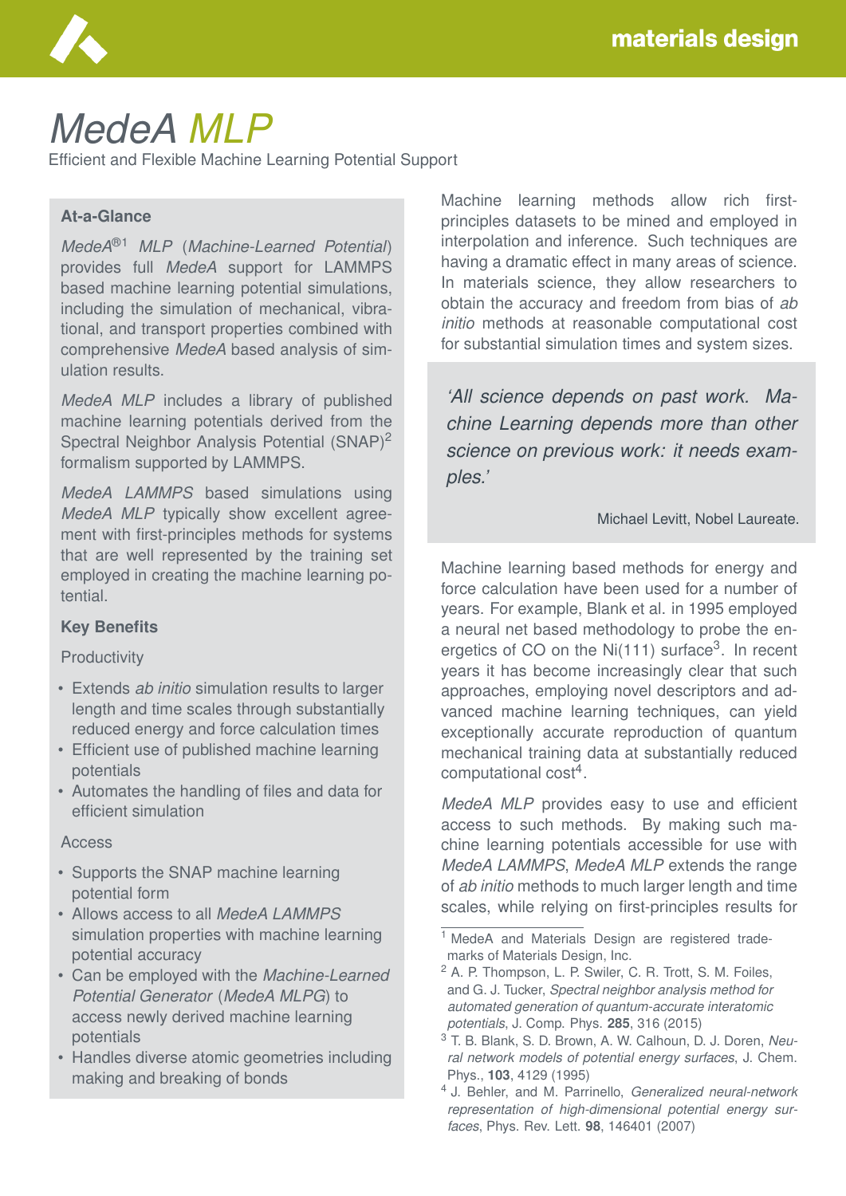# *MedeA MLP*

Efficient and Flexible Machine Learning Potential Support

### At-a-Glance

*MedeA*®[1] *MLP* (*Machine-Learned Potential*) provides full *MedeA* support for LAMMPS based machine learning potential simulations, including the simulation of mechanical, vibrational, and transport properties combined with comprehensive *MedeA* based analysis of simulation results.

*MedeA MLP* includes a library of published machine learning potentials derived from the Spectral Neighbor Analysis Potential (SNAP)[2] formalism supported by LAMMPS.

*MedeA LAMMPS* based simulations using *MedeA MLP* typically show excellent agreement with first-principles methods for systems that are well represented by the training set employed in creating the machine learning potential.

### Key Benefits

Productivity

- Extends *ab initio* simulation results to larger length and time scales through substantially reduced energy and force calculation times
- Efficient use of published machine learning potentials
- Automates the handling of files and data for efficient simulation

Access

- Supports the SNAP machine learning potential form
- Allows access to all *MedeA LAMMPS* simulation properties with machine learning potential accuracy
- Can be employed with the *Machine-Learned Potential Generator* (*MedeA MLPG*) to access newly derived machine learning potentials
- Handles diverse atomic geometries including making and breaking of bonds

Machine learning methods allow rich first-principles datasets to be mined and employed in interpolation and inference. Such techniques are having a dramatic effect in many areas of science. In materials science, they allow researchers to obtain the accuracy and freedom from bias of *ab initio* methods at reasonable computational cost for substantial simulation times and system sizes.

> *'All science depends on past work. Machine Learning depends more than other science on previous work: it needs examples.'*
>
> Michael Levitt, Nobel Laureate.

Machine learning based methods for energy and force calculation have been used for a number of years. For example, Blank et al. in 1995 employed a neural net based methodology to probe the energetics of CO on the Ni(111) surface[3]. In recent years it has become increasingly clear that such approaches, employing novel descriptors and advanced machine learning techniques, can yield exceptionally accurate reproduction of quantum mechanical training data at substantially reduced computational cost[4].

*MedeA MLP* provides easy to use and efficient access to such methods. By making such machine learning potentials accessible for use with *MedeA LAMMPS*, *MedeA MLP* extends the range of *ab initio* methods to much larger length and time scales, while relying on first-principles results for

---

[1] MedeA and Materials Design are registered trademarks of Materials Design, Inc.

[2] A. P. Thompson, L. P. Swiler, C. R. Trott, S. M. Foiles, and G. J. Tucker, *Spectral neighbor analysis method for automated generation of quantum-accurate interatomic potentials*, J. Comp. Phys. **285**, 316 (2015)

[3] T. B. Blank, S. D. Brown, A. W. Calhoun, D. J. Doren, *Neural network models of potential energy surfaces*, J. Chem. Phys., **103**, 4129 (1995)

[4] J. Behler, and M. Parrinello, *Generalized neural-network representation of high-dimensional potential energy surfaces*, Phys. Rev. Lett. **98**, 146401 (2007)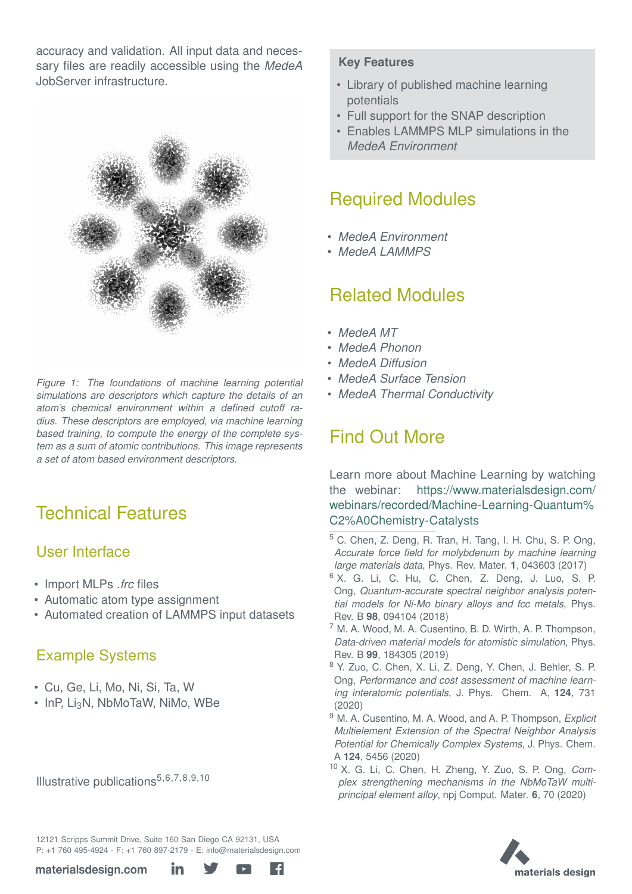accuracy and validation. All input data and necessary files are readily accessible using the *MedeA* JobServer infrastructure.

*Figure 1: The foundations of machine learning potential simulations are descriptors which capture the details of an atom's chemical environment within a defined cutoff radius. These descriptors are employed, via machine learning based training, to compute the energy of the complete system as a sum of atomic contributions. This image represents a set of atom based environment descriptors.*

## Technical Features

### User Interface

- Import MLPs *.frc* files
- Automatic atom type assignment
- Automated creation of LAMMPS input datasets

### Example Systems

- Cu, Ge, Li, Mo, Ni, Si, Ta, W
- InP, $Li_3N$, NbMoTaW, NiMo, WBe

Illustrative publications[5,6,7,8,9,10]

**Key Features**

- Library of published machine learning potentials
- Full support for the SNAP description
- Enables LAMMPS MLP simulations in the *MedeA Environment*

## Required Modules

- *MedeA Environment*
- *MedeA LAMMPS*

## Related Modules

- *MedeA MT*
- *MedeA Phonon*
- *MedeA Diffusion*
- *MedeA Surface Tension*
- *MedeA Thermal Conductivity*

## Find Out More

Learn more about Machine Learning by watching the webinar: https://www.materialsdesign.com/webinars/recorded/Machine-Learning-Quantum%C2%A0Chemistry-Catalysts

[5] C. Chen, Z. Deng, R. Tran, H. Tang, I. H. Chu, S. P. Ong, *Accurate force field for molybdenum by machine learning large materials data*, Phys. Rev. Mater. **1**, 043603 (2017)

[6] X. G. Li, C. Hu, C. Chen, Z. Deng, J. Luo, S. P. Ong, *Quantum-accurate spectral neighbor analysis potential models for Ni-Mo binary alloys and fcc metals*, Phys. Rev. B **98**, 094104 (2018)

[7] M. A. Wood, M. A. Cusentino, B. D. Wirth, A. P. Thompson, *Data-driven material models for atomistic simulation*, Phys. Rev. B **99**, 184305 (2019)

[8] Y. Zuo, C. Chen, X. Li, Z. Deng, Y. Chen, J. Behler, S. P. Ong, *Performance and cost assessment of machine learning interatomic potentials*, J. Phys. Chem. A, **124**, 731 (2020)

[9] M. A. Cusentino, M. A. Wood, and A. P. Thompson, *Explicit Multielement Extension of the Spectral Neighbor Analysis Potential for Chemically Complex Systems*, J. Phys. Chem. A **124**, 5456 (2020)

[10] X. G. Li, C. Chen, H. Zheng, Y. Zuo, S. P. Ong, *Complex strengthening mechanisms in the NbMoTaW multi-principal element alloy*, npj Comput. Mater. **6**, 70 (2020)

12121 Scripps Summit Drive, Suite 160 San Diego CA 92131, USA
P: +1 760 495-4924 - F: +1 760 897-2179 - E: info@materialsdesign.com

materialsdesign.com

materials design